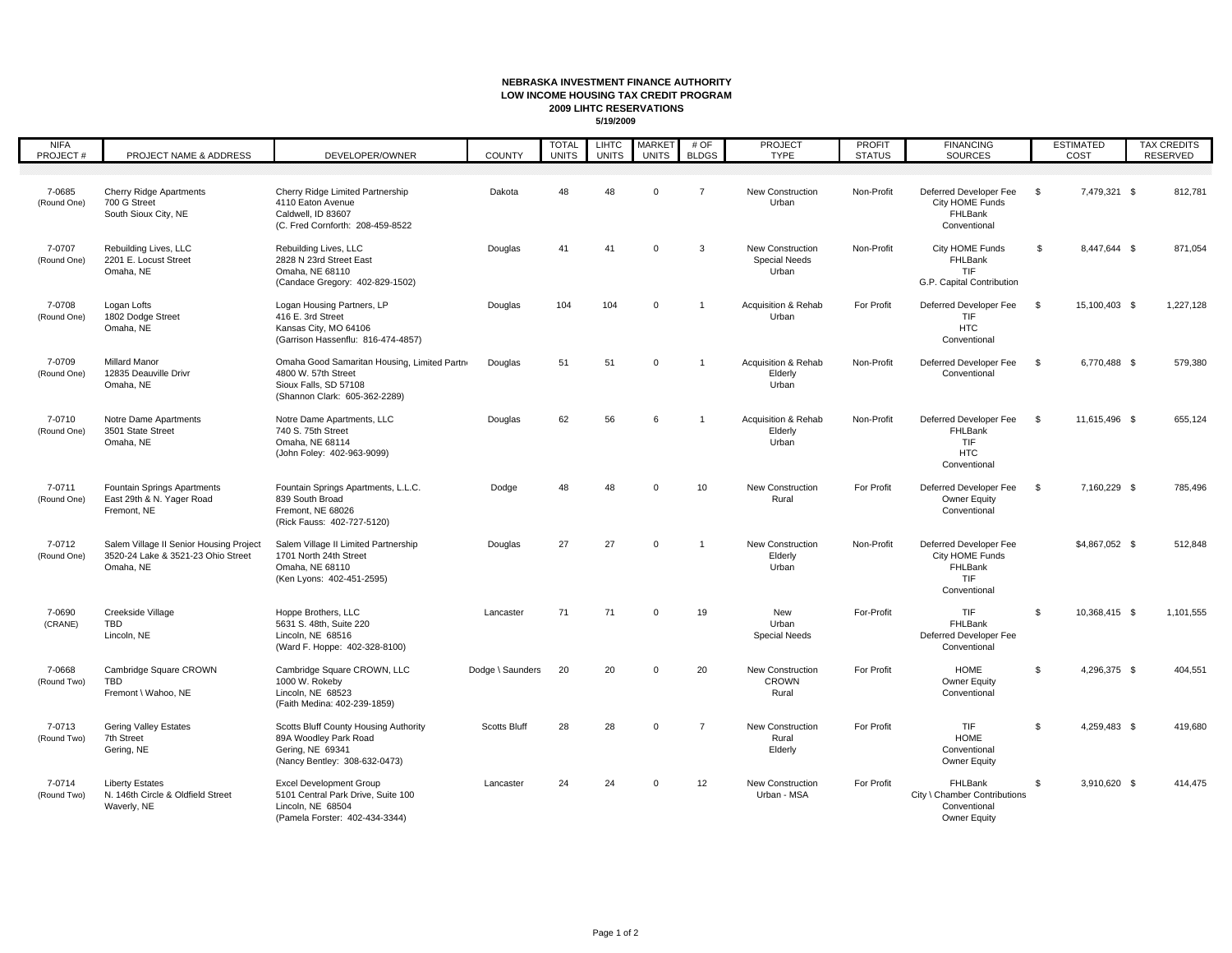**NEBRASKA INVESTMENT FINANCE AUTHORITY**
**LOW INCOME HOUSING TAX CREDIT PROGRAM**
**2009 LIHTC RESERVATIONS**
**5/19/2009**

| NIFA PROJECT # | PROJECT NAME & ADDRESS | DEVELOPER/OWNER | COUNTY | TOTAL UNITS | LIHTC UNITS | MARKET UNITS | # OF BLDGS | PROJECT TYPE | PROFIT STATUS | FINANCING SOURCES | ESTIMATED COST | TAX CREDITS RESERVED |
|---|---|---|---|---|---|---|---|---|---|---|---|---|
| 7-0685 (Round One) | Cherry Ridge Apartments<br>700 G Street<br>South Sioux City, NE | Cherry Ridge Limited Partnership<br>4110 Eaton Avenue<br>Caldwell, ID 83607<br>(C. Fred Cornforth: 208-459-8522 | Dakota | 48 | 48 | 0 | 7 | New Construction<br>Urban | Non-Profit | Deferred Developer Fee<br>City HOME Funds<br>FHLBank<br>Conventional | $ 7,479,321 | $ 812,781 |
| 7-0707 (Round One) | Rebuilding Lives, LLC<br>2201 E. Locust Street<br>Omaha, NE | Rebuilding Lives, LLC<br>2828 N 23rd Street East<br>Omaha, NE 68110<br>(Candace Gregory: 402-829-1502) | Douglas | 41 | 41 | 0 | 3 | New Construction<br>Special Needs<br>Urban | Non-Profit | City HOME Funds<br>FHLBank<br>TIF<br>G.P. Capital Contribution | $ 8,447,644 | $ 871,054 |
| 7-0708 (Round One) | Logan Lofts<br>1802 Dodge Street<br>Omaha, NE | Logan Housing Partners, LP<br>416 E. 3rd Street<br>Kansas City, MO 64106<br>(Garrison Hassenflu: 816-474-4857) | Douglas | 104 | 104 | 0 | 1 | Acquisition & Rehab<br>Urban | For Profit | Deferred Developer Fee<br>TIF<br>HTC<br>Conventional | $ 15,100,403 | $ 1,227,128 |
| 7-0709 (Round One) | Millard Manor<br>12835 Deauville Drivr<br>Omaha, NE | Omaha Good Samaritan Housing, Limited Partn<br>4800 W. 57th Street<br>Sioux Falls, SD 57108<br>(Shannon Clark: 605-362-2289) | Douglas | 51 | 51 | 0 | 1 | Acquisition & Rehab<br>Elderly<br>Urban | Non-Profit | Deferred Developer Fee<br>Conventional | $ 6,770,488 | $ 579,380 |
| 7-0710 (Round One) | Notre Dame Apartments<br>3501 State Street<br>Omaha, NE | Notre Dame Apartments, LLC<br>740 S. 75th Street<br>Omaha, NE 68114<br>(John Foley: 402-963-9099) | Douglas | 62 | 56 | 6 | 1 | Acquisition & Rehab<br>Elderly<br>Urban | Non-Profit | Deferred Developer Fee<br>FHLBank<br>TIF<br>HTC<br>Conventional | $ 11,615,496 | $ 655,124 |
| 7-0711 (Round One) | Fountain Springs Apartments<br>East 29th & N. Yager Road<br>Fremont, NE | Fountain Springs Apartments, L.L.C.<br>839 South Broad<br>Fremont, NE 68026<br>(Rick Fauss: 402-727-5120) | Dodge | 48 | 48 | 0 | 10 | New Construction<br>Rural | For Profit | Deferred Developer Fee<br>Owner Equity<br>Conventional | $ 7,160,229 | $ 785,496 |
| 7-0712 (Round One) | Salem Village II Senior Housing Project<br>3520-24 Lake & 3521-23 Ohio Street<br>Omaha, NE | Salem Village II Limited Partnership<br>1701 North 24th Street<br>Omaha, NE 68110<br>(Ken Lyons: 402-451-2595) | Douglas | 27 | 27 | 0 | 1 | New Construction<br>Elderly<br>Urban | Non-Profit | Deferred Developer Fee<br>City HOME Funds<br>FHLBank<br>TIF<br>Conventional | $4,867,052 | $ 512,848 |
| 7-0690 (CRANE) | Creekside Village<br>TBD<br>Lincoln, NE | Hoppe Brothers, LLC<br>5631 S. 48th, Suite 220<br>Lincoln, NE 68516<br>(Ward F. Hoppe: 402-328-8100) | Lancaster | 71 | 71 | 0 | 19 | New<br>Urban<br>Special Needs | For-Profit | TIF<br>FHLBank<br>Deferred Developer Fee<br>Conventional | $ 10,368,415 | $ 1,101,555 |
| 7-0668 (Round Two) | Cambridge Square CROWN<br>TBD<br>Fremont \ Wahoo, NE | Cambridge Square CROWN, LLC<br>1000 W. Rokeby<br>Lincoln, NE 68523<br>(Faith Medina: 402-239-1859) | Dodge \ Saunders | 20 | 20 | 0 | 20 | New Construction<br>CROWN<br>Rural | For Profit | HOME<br>Owner Equity<br>Conventional | $ 4,296,375 | $ 404,551 |
| 7-0713 (Round Two) | Gering Valley Estates<br>7th Street<br>Gering, NE | Scotts Bluff County Housing Authority<br>89A Woodley Park Road<br>Gering, NE 69341<br>(Nancy Bentley: 308-632-0473) | Scotts Bluff | 28 | 28 | 0 | 7 | New Construction<br>Rural<br>Elderly | For Profit | TIF<br>HOME<br>Conventional<br>Owner Equity | $ 4,259,483 | $ 419,680 |
| 7-0714 (Round Two) | Liberty Estates<br>N. 146th Circle & Oldfield Street<br>Waverly, NE | Excel Development Group<br>5101 Central Park Drive, Suite 100<br>Lincoln, NE 68504<br>(Pamela Forster: 402-434-3344) | Lancaster | 24 | 24 | 0 | 12 | New Construction<br>Urban - MSA | For Profit | FHLBank<br>City \ Chamber Contributions<br>Conventional<br>Owner Equity | $ 3,910,620 | $ 414,475 |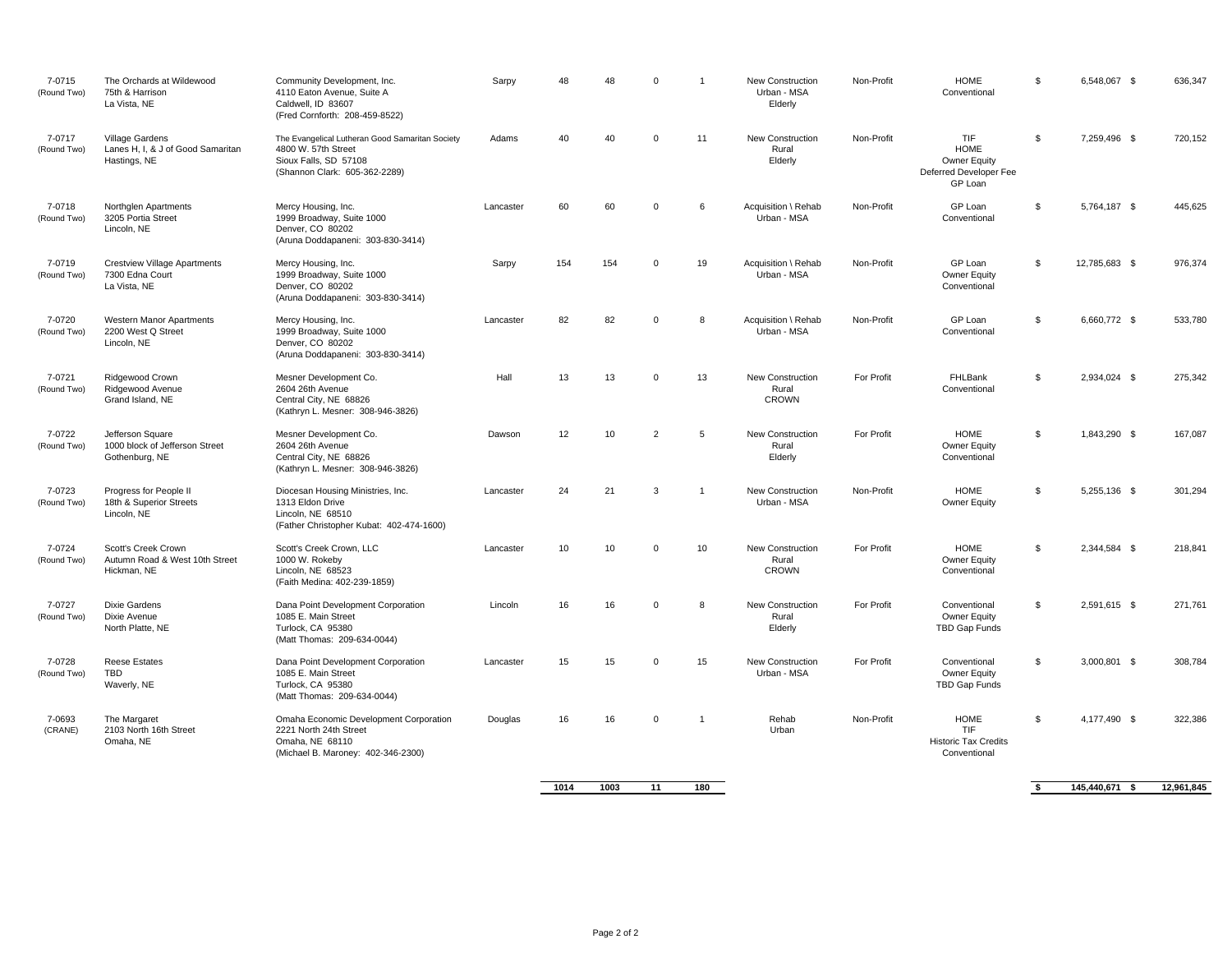| | | | | | | | | | | | | |
|---|---|---|---|---|---|---|---|---|---|---|---|---|
| 7-0715 (Round Two) | The Orchards at Wildewood<br>75th & Harrison<br>La Vista, NE | Community Development, Inc.<br>4110 Eaton Avenue, Suite A<br>Caldwell, ID 83607<br>(Fred Cornforth: 208-459-8522) | Sarpy | 48 | 48 | 0 | 1 | New Construction<br>Urban - MSA<br>Elderly | Non-Profit | HOME<br>Conventional | $ 6,548,067 | $ 636,347 |
| 7-0717 (Round Two) | Village Gardens<br>Lanes H, I, & J of Good Samaritan<br>Hastings, NE | The Evangelical Lutheran Good Samaritan Society<br>4800 W. 57th Street<br>Sioux Falls, SD 57108<br>(Shannon Clark: 605-362-2289) | Adams | 40 | 40 | 0 | 11 | New Construction<br>Rural<br>Elderly | Non-Profit | TIF<br>HOME<br>Owner Equity<br>Deferred Developer Fee<br>GP Loan | $ 7,259,496 | $ 720,152 |
| 7-0718 (Round Two) | Northglen Apartments<br>3205 Portia Street<br>Lincoln, NE | Mercy Housing, Inc.<br>1999 Broadway, Suite 1000<br>Denver, CO 80202<br>(Aruna Doddapaneni: 303-830-3414) | Lancaster | 60 | 60 | 0 | 6 | Acquisition \ Rehab<br>Urban - MSA | Non-Profit | GP Loan<br>Conventional | $ 5,764,187 | $ 445,625 |
| 7-0719 (Round Two) | Crestview Village Apartments<br>7300 Edna Court<br>La Vista, NE | Mercy Housing, Inc.<br>1999 Broadway, Suite 1000<br>Denver, CO 80202<br>(Aruna Doddapaneni: 303-830-3414) | Sarpy | 154 | 154 | 0 | 19 | Acquisition \ Rehab<br>Urban - MSA | Non-Profit | GP Loan<br>Owner Equity<br>Conventional | $ 12,785,683 | $ 976,374 |
| 7-0720 (Round Two) | Western Manor Apartments<br>2200 West Q Street<br>Lincoln, NE | Mercy Housing, Inc.<br>1999 Broadway, Suite 1000<br>Denver, CO 80202<br>(Aruna Doddapaneni: 303-830-3414) | Lancaster | 82 | 82 | 0 | 8 | Acquisition \ Rehab<br>Urban - MSA | Non-Profit | GP Loan<br>Conventional | $ 6,660,772 | $ 533,780 |
| 7-0721 (Round Two) | Ridgewood Crown<br>Ridgewood Avenue<br>Grand Island, NE | Mesner Development Co.<br>2604 26th Avenue<br>Central City, NE 68826<br>(Kathryn L. Mesner: 308-946-3826) | Hall | 13 | 13 | 0 | 13 | New Construction<br>Rural<br>CROWN | For Profit | FHLBank<br>Conventional | $ 2,934,024 | $ 275,342 |
| 7-0722 (Round Two) | Jefferson Square<br>1000 block of Jefferson Street<br>Gothenburg, NE | Mesner Development Co.<br>2604 26th Avenue<br>Central City, NE 68826<br>(Kathryn L. Mesner: 308-946-3826) | Dawson | 12 | 10 | 2 | 5 | New Construction<br>Rural<br>Elderly | For Profit | HOME<br>Owner Equity<br>Conventional | $ 1,843,290 | $ 167,087 |
| 7-0723 (Round Two) | Progress for People II<br>18th & Superior Streets<br>Lincoln, NE | Diocesan Housing Ministries, Inc.<br>1313 Eldon Drive<br>Lincoln, NE 68510<br>(Father Christopher Kubat: 402-474-1600) | Lancaster | 24 | 21 | 3 | 1 | New Construction<br>Urban - MSA | Non-Profit | HOME<br>Owner Equity | $ 5,255,136 | $ 301,294 |
| 7-0724 (Round Two) | Scott's Creek Crown<br>Autumn Road & West 10th Street<br>Hickman, NE | Scott's Creek Crown, LLC<br>1000 W. Rokeby<br>Lincoln, NE 68523<br>(Faith Medina: 402-239-1859) | Lancaster | 10 | 10 | 0 | 10 | New Construction<br>Rural<br>CROWN | For Profit | HOME<br>Owner Equity<br>Conventional | $ 2,344,584 | $ 218,841 |
| 7-0727 (Round Two) | Dixie Gardens<br>Dixie Avenue<br>North Platte, NE | Dana Point Development Corporation<br>1085 E. Main Street<br>Turlock, CA 95380<br>(Matt Thomas: 209-634-0044) | Lincoln | 16 | 16 | 0 | 8 | New Construction<br>Rural<br>Elderly | For Profit | Conventional<br>Owner Equity<br>TBD Gap Funds | $ 2,591,615 | $ 271,761 |
| 7-0728 (Round Two) | Reese Estates<br>TBD<br>Waverly, NE | Dana Point Development Corporation<br>1085 E. Main Street<br>Turlock, CA 95380<br>(Matt Thomas: 209-634-0044) | Lancaster | 15 | 15 | 0 | 15 | New Construction<br>Urban - MSA | For Profit | Conventional<br>Owner Equity<br>TBD Gap Funds | $ 3,000,801 | $ 308,784 |
| 7-0693 (CRANE) | The Margaret<br>2103 North 16th Street<br>Omaha, NE | Omaha Economic Development Corporation<br>2221 North 24th Street<br>Omaha, NE 68110<br>(Michael B. Maroney: 402-346-2300) | Douglas | 16 | 16 | 0 | 1 | Rehab<br>Urban | Non-Profit | HOME<br>TIF<br>Historic Tax Credits<br>Conventional | $ 4,177,490 | $ 322,386 |
| | | | | **1014** | **1003** | **11** | **180** | | | | **$ 145,440,671** | **$ 12,961,845** |